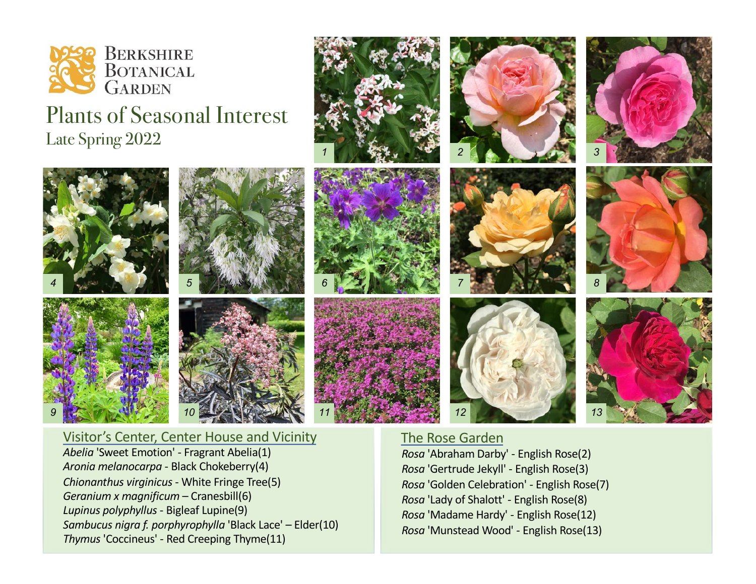Berkshire Botanical Garden

# Plants of Seasonal Interest

## Late Spring 2022

1 2 3 4 5 6 7 8 9 10 11 12 13

### Visitor's Center, Center House and Vicinity

*Abelia* 'Sweet Emotion' - Fragrant Abelia(1)
*Aronia melanocarpa* - Black Chokeberry(4)
*Chionanthus virginicus* - White Fringe Tree(5)
*Geranium x magnificum* – Cranesbill(6)
*Lupinus polyphyllus* - Bigleaf Lupine(9)
*Sambucus nigra f. porphyrophylla* 'Black Lace' – Elder(10)
*Thymus* 'Coccineus' - Red Creeping Thyme(11)

### The Rose Garden

*Rosa* 'Abraham Darby' - English Rose(2)
*Rosa* 'Gertrude Jekyll' - English Rose(3)
*Rosa* 'Golden Celebration' - English Rose(7)
*Rosa* 'Lady of Shalott' - English Rose(8)
*Rosa* 'Madame Hardy' - English Rose(12)
*Rosa* 'Munstead Wood' - English Rose(13)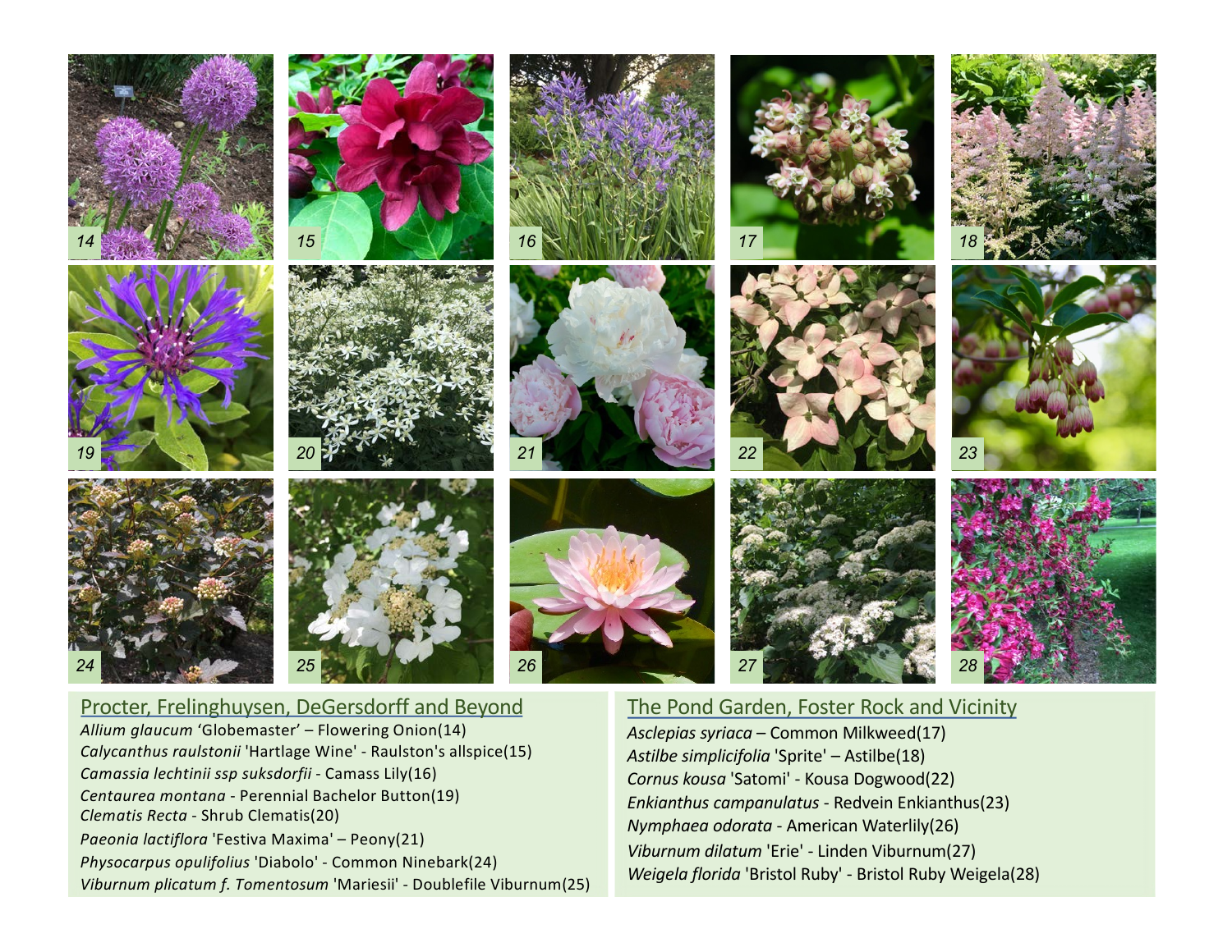14

15

16

17

18

19

20

21

22

23

24

25

26

27

28

## Procter, Frelinghuysen, DeGersdorff and Beyond

*Allium glaucum* 'Globemaster' – Flowering Onion(14)
*Calycanthus raulstonii* 'Hartlage Wine' - Raulston's allspice(15)
*Camassia lechtinii ssp suksdorfii* - Camass Lily(16)
*Centaurea montana* - Perennial Bachelor Button(19)
*Clematis Recta* - Shrub Clematis(20)
*Paeonia lactiflora* 'Festiva Maxima' – Peony(21)
*Physocarpus opulifolius* 'Diabolo' - Common Ninebark(24)
*Viburnum plicatum f. Tomentosum* 'Mariesii' - Doublefile Viburnum(25)

## The Pond Garden, Foster Rock and Vicinity

*Asclepias syriaca* – Common Milkweed(17)
*Astilbe simplicifolia* 'Sprite' – Astilbe(18)
*Cornus kousa* 'Satomi' - Kousa Dogwood(22)
*Enkianthus campanulatus* - Redvein Enkianthus(23)
*Nymphaea odorata* - American Waterlily(26)
*Viburnum dilatum* 'Erie' - Linden Viburnum(27)
*Weigela florida* 'Bristol Ruby' - Bristol Ruby Weigela(28)